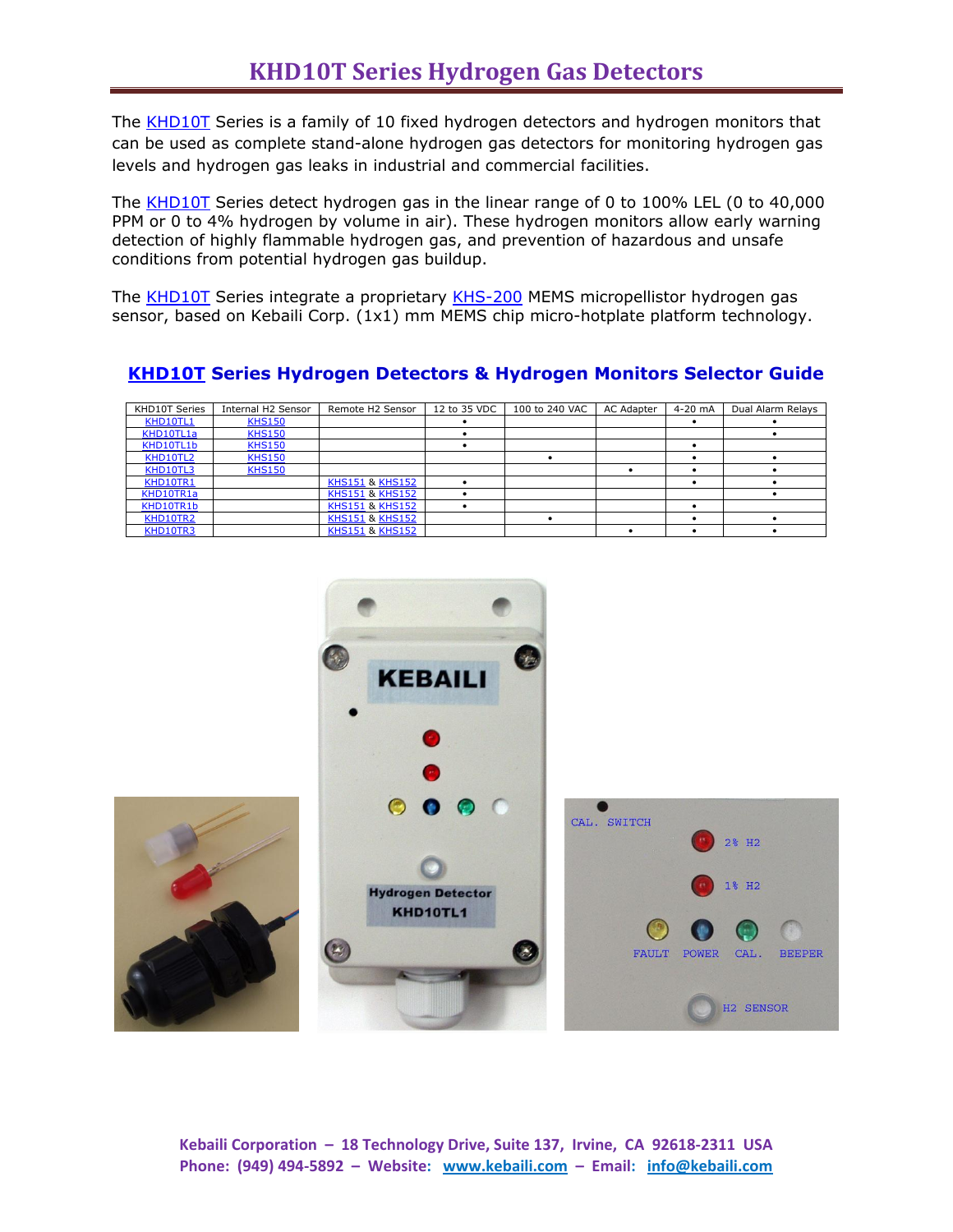# KHD10T Series Hydrogen Gas Detectors

The KHD10T Series is a family of 10 fixed hydrogen detectors and hydrogen monitors that can be used as complete stand-alone hydrogen gas detectors for monitoring hydrogen gas levels and hydrogen gas leaks in industrial and commercial facilities.

The KHD10T Series detect hydrogen gas in the linear range of 0 to 100% LEL (0 to 40,000 PPM or 0 to 4% hydrogen by volume in air). These hydrogen monitors allow early warning detection of highly flammable hydrogen gas, and prevention of hazardous and unsafe conditions from potential hydrogen gas buildup.

The KHD10T Series integrate a proprietary KHS-200 MEMS micropellistor hydrogen gas sensor, based on Kebaili Corp. (1x1) mm MEMS chip micro-hotplate platform technology.

## KHD10T Series Hydrogen Detectors & Hydrogen Monitors Selector Guide

| KHD10T Series | Internal H2 Sensor | Remote H2 Sensor | 12 to 35 VDC | 100 to 240 VAC | AC Adapter | 4-20 mA | Dual Alarm Relays |
|---|---|---|---|---|---|---|---|
| KHD10TL1 | KHS150 | | • | | | • | • |
| KHD10TL1a | KHS150 | | • | | | | • |
| KHD10TL1b | KHS150 | | • | | | • | |
| KHD10TL2 | KHS150 | | | • | | • | • |
| KHD10TL3 | KHS150 | | | | • | • | • |
| KHD10TR1 | | KHS151 & KHS152 | • | | | • | • |
| KHD10TR1a | | KHS151 & KHS152 | • | | | | • |
| KHD10TR1b | | KHS151 & KHS152 | • | | | • | |
| KHD10TR2 | | KHS151 & KHS152 | | • | | • | • |
| KHD10TR3 | | KHS151 & KHS152 | | | • | • | • |

KEBAILI

Hydrogen Detector
KHD10TL1

CAL. SWITCH

2% H2

1% H2

FAULT POWER CAL. BEEPER

H2 SENSOR

Kebaili Corporation – 18 Technology Drive, Suite 137, Irvine, CA 92618-2311 USA
Phone: (949) 494-5892 – Website: www.kebaili.com – Email: info@kebaili.com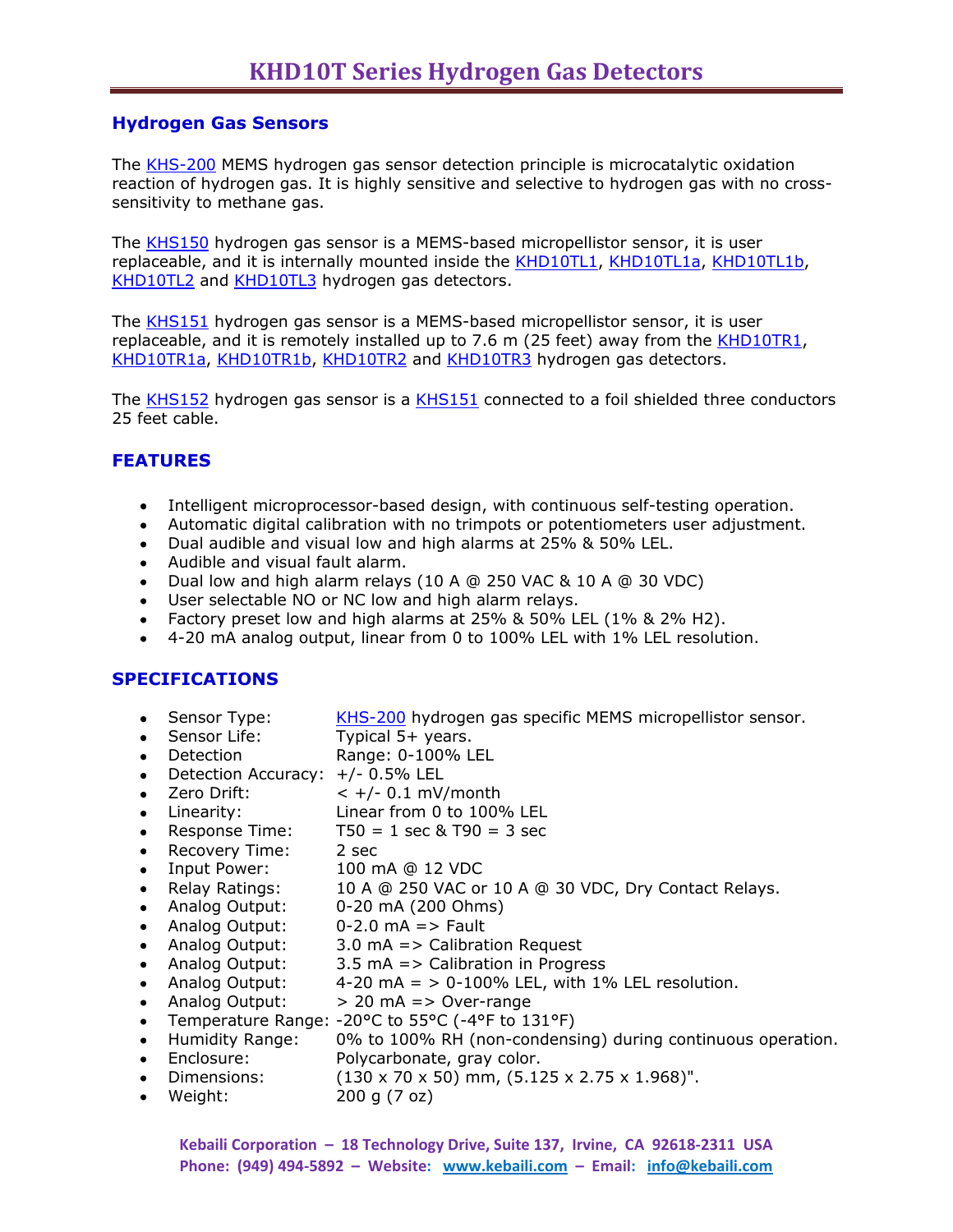# KHD10T Series Hydrogen Gas Detectors

## Hydrogen Gas Sensors

The KHS-200 MEMS hydrogen gas sensor detection principle is microcatalytic oxidation reaction of hydrogen gas. It is highly sensitive and selective to hydrogen gas with no cross-sensitivity to methane gas.

The KHS150 hydrogen gas sensor is a MEMS-based micropellistor sensor, it is user replaceable, and it is internally mounted inside the KHD10TL1, KHD10TL1a, KHD10TL1b, KHD10TL2 and KHD10TL3 hydrogen gas detectors.

The KHS151 hydrogen gas sensor is a MEMS-based micropellistor sensor, it is user replaceable, and it is remotely installed up to 7.6 m (25 feet) away from the KHD10TR1, KHD10TR1a, KHD10TR1b, KHD10TR2 and KHD10TR3 hydrogen gas detectors.

The KHS152 hydrogen gas sensor is a KHS151 connected to a foil shielded three conductors 25 feet cable.

## FEATURES

- Intelligent microprocessor-based design, with continuous self-testing operation.
- Automatic digital calibration with no trimpots or potentiometers user adjustment.
- Dual audible and visual low and high alarms at 25% & 50% LEL.
- Audible and visual fault alarm.
- Dual low and high alarm relays (10 A @ 250 VAC & 10 A @ 30 VDC)
- User selectable NO or NC low and high alarm relays.
- Factory preset low and high alarms at 25% & 50% LEL (1% & 2% H2).
- 4-20 mA analog output, linear from 0 to 100% LEL with 1% LEL resolution.

## SPECIFICATIONS

- Sensor Type: KHS-200 hydrogen gas specific MEMS micropellistor sensor.
- Sensor Life: Typical 5+ years.
- Detection Range: 0-100% LEL
- Detection Accuracy: +/- 0.5% LEL
- Zero Drift: < +/- 0.1 mV/month
- Linearity: Linear from 0 to 100% LEL
- Response Time: T50 = 1 sec & T90 = 3 sec
- Recovery Time: 2 sec
- Input Power: 100 mA @ 12 VDC
- Relay Ratings: 10 A @ 250 VAC or 10 A @ 30 VDC, Dry Contact Relays.
- Analog Output: 0-20 mA (200 Ohms)
- Analog Output: 0-2.0 mA => Fault
- Analog Output: 3.0 mA => Calibration Request
- Analog Output: 3.5 mA => Calibration in Progress
- Analog Output: 4-20 mA = > 0-100% LEL, with 1% LEL resolution.
- Analog Output: > 20 mA => Over-range
- Temperature Range: -20°C to 55°C (-4°F to 131°F)
- Humidity Range: 0% to 100% RH (non-condensing) during continuous operation.
- Enclosure: Polycarbonate, gray color.
- Dimensions: (130 x 70 x 50) mm, (5.125 x 2.75 x 1.968)".
- Weight: 200 g (7 oz)

Kebaili Corporation – 18 Technology Drive, Suite 137, Irvine, CA 92618-2311 USA
Phone: (949) 494-5892 – Website: www.kebaili.com – Email: info@kebaili.com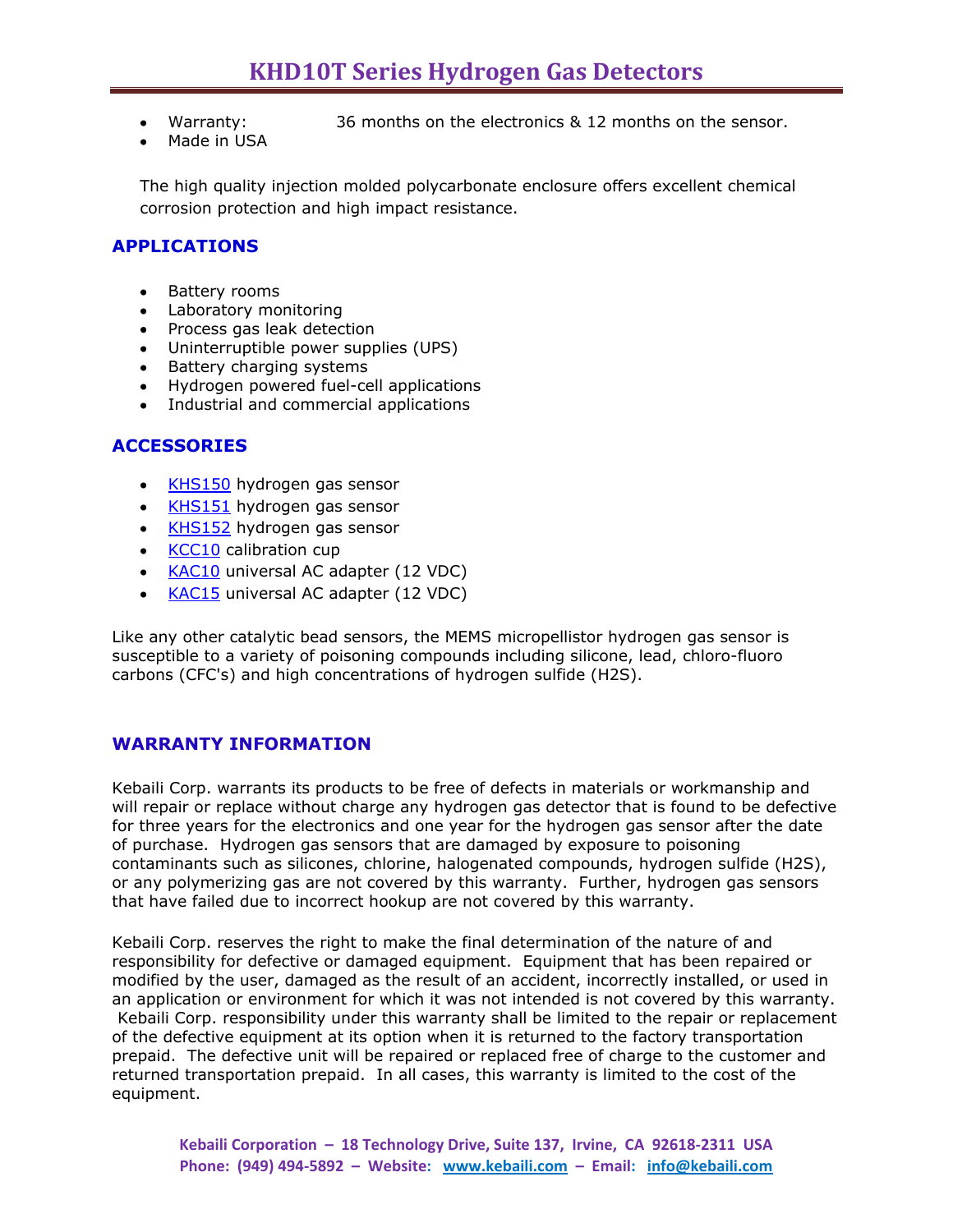- Warranty: 36 months on the electronics & 12 months on the sensor.
- Made in USA

The high quality injection molded polycarbonate enclosure offers excellent chemical corrosion protection and high impact resistance.

## APPLICATIONS

- Battery rooms
- Laboratory monitoring
- Process gas leak detection
- Uninterruptible power supplies (UPS)
- Battery charging systems
- Hydrogen powered fuel-cell applications
- Industrial and commercial applications

## ACCESSORIES

- KHS150 hydrogen gas sensor
- KHS151 hydrogen gas sensor
- KHS152 hydrogen gas sensor
- KCC10 calibration cup
- KAC10 universal AC adapter (12 VDC)
- KAC15 universal AC adapter (12 VDC)

Like any other catalytic bead sensors, the MEMS micropellistor hydrogen gas sensor is susceptible to a variety of poisoning compounds including silicone, lead, chloro-fluoro carbons (CFC's) and high concentrations of hydrogen sulfide ($H_2S$).

## WARRANTY INFORMATION

Kebaili Corp. warrants its products to be free of defects in materials or workmanship and will repair or replace without charge any hydrogen gas detector that is found to be defective for three years for the electronics and one year for the hydrogen gas sensor after the date of purchase. Hydrogen gas sensors that are damaged by exposure to poisoning contaminants such as silicones, chlorine, halogenated compounds, hydrogen sulfide ($H_2S$), or any polymerizing gas are not covered by this warranty. Further, hydrogen gas sensors that have failed due to incorrect hookup are not covered by this warranty.

Kebaili Corp. reserves the right to make the final determination of the nature of and responsibility for defective or damaged equipment. Equipment that has been repaired or modified by the user, damaged as the result of an accident, incorrectly installed, or used in an application or environment for which it was not intended is not covered by this warranty. Kebaili Corp. responsibility under this warranty shall be limited to the repair or replacement of the defective equipment at its option when it is returned to the factory transportation prepaid. The defective unit will be repaired or replaced free of charge to the customer and returned transportation prepaid. In all cases, this warranty is limited to the cost of the equipment.

**Kebaili Corporation – 18 Technology Drive, Suite 137, Irvine, CA 92618-2311 USA**
**Phone: (949) 494-5892 – Website: www.kebaili.com – Email: info@kebaili.com**